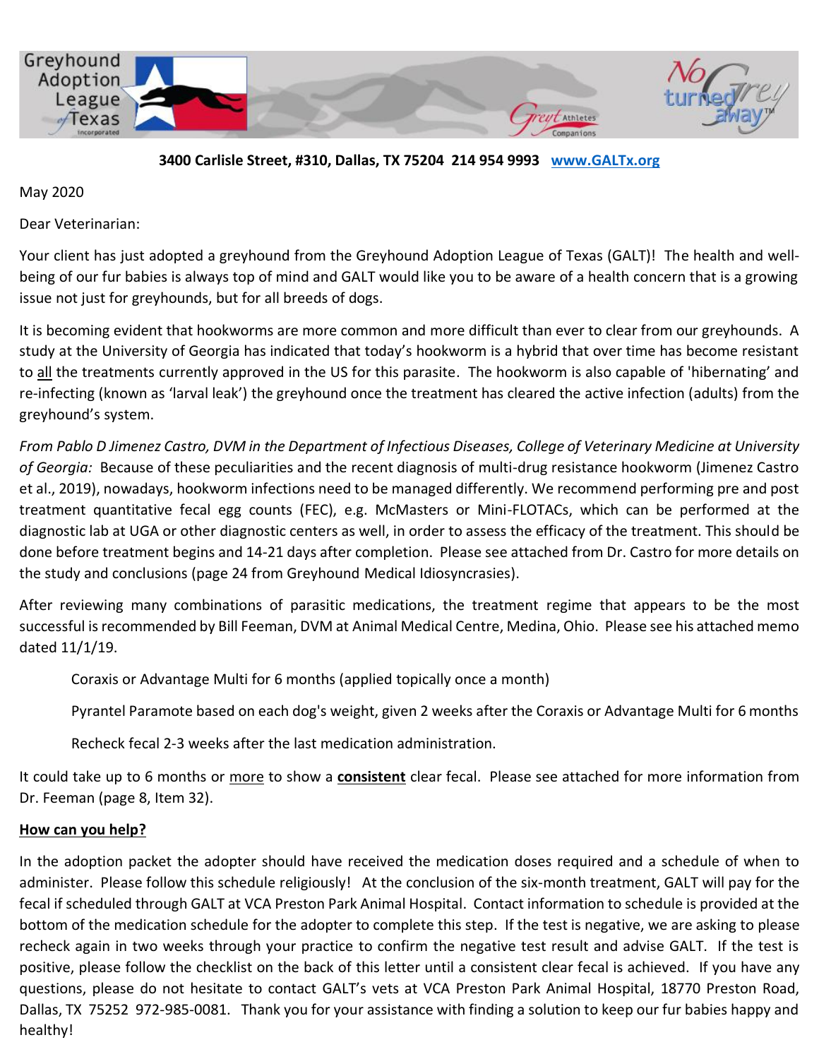Greyhound Adoption League of Texas Incorporated

Greyt Athletes Companions

No Grey turned away™

**3400 Carlisle Street, #310, Dallas, TX 75204 214 954 9993 [www.GALTx.org](http://www.GALTx.org)**

May 2020

Dear Veterinarian:

Your client has just adopted a greyhound from the Greyhound Adoption League of Texas (GALT)! The health and well-being of our fur babies is always top of mind and GALT would like you to be aware of a health concern that is a growing issue not just for greyhounds, but for all breeds of dogs.

It is becoming evident that hookworms are more common and more difficult than ever to clear from our greyhounds. A study at the University of Georgia has indicated that today's hookworm is a hybrid that over time has become resistant to <u>all</u> the treatments currently approved in the US for this parasite. The hookworm is also capable of 'hibernating' and re-infecting (known as 'larval leak') the greyhound once the treatment has cleared the active infection (adults) from the greyhound's system.

*From Pablo D Jimenez Castro, DVM in the Department of Infectious Diseases, College of Veterinary Medicine at University of Georgia:* Because of these peculiarities and the recent diagnosis of multi-drug resistance hookworm (Jimenez Castro et al., 2019), nowadays, hookworm infections need to be managed differently. We recommend performing pre and post treatment quantitative fecal egg counts (FEC), e.g. McMasters or Mini-FLOTACs, which can be performed at the diagnostic lab at UGA or other diagnostic centers as well, in order to assess the efficacy of the treatment. This should be done before treatment begins and 14-21 days after completion. Please see attached from Dr. Castro for more details on the study and conclusions (page 24 from Greyhound Medical Idiosyncrasies).

After reviewing many combinations of parasitic medications, the treatment regime that appears to be the most successful is recommended by Bill Feeman, DVM at Animal Medical Centre, Medina, Ohio. Please see his attached memo dated 11/1/19.

Coraxis or Advantage Multi for 6 months (applied topically once a month)

Pyrantel Paramote based on each dog's weight, given 2 weeks after the Coraxis or Advantage Multi for 6 months

Recheck fecal 2-3 weeks after the last medication administration.

It could take up to 6 months or <u>more</u> to show a <u>**consistent**</u> clear fecal. Please see attached for more information from Dr. Feeman (page 8, Item 32).

**<u>How can you help?</u>**

In the adoption packet the adopter should have received the medication doses required and a schedule of when to administer. Please follow this schedule religiously! At the conclusion of the six-month treatment, GALT will pay for the fecal if scheduled through GALT at VCA Preston Park Animal Hospital. Contact information to schedule is provided at the bottom of the medication schedule for the adopter to complete this step. If the test is negative, we are asking to please recheck again in two weeks through your practice to confirm the negative test result and advise GALT. If the test is positive, please follow the checklist on the back of this letter until a consistent clear fecal is achieved. If you have any questions, please do not hesitate to contact GALT's vets at VCA Preston Park Animal Hospital, 18770 Preston Road, Dallas, TX 75252 972-985-0081. Thank you for your assistance with finding a solution to keep our fur babies happy and healthy!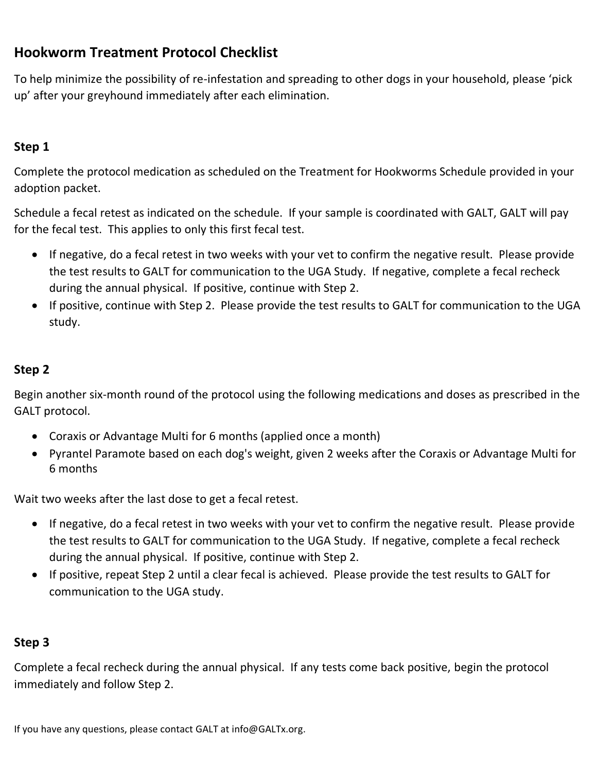## Hookworm Treatment Protocol Checklist

To help minimize the possibility of re-infestation and spreading to other dogs in your household, please 'pick up' after your greyhound immediately after each elimination.

### Step 1

Complete the protocol medication as scheduled on the Treatment for Hookworms Schedule provided in your adoption packet.

Schedule a fecal retest as indicated on the schedule. If your sample is coordinated with GALT, GALT will pay for the fecal test. This applies to only this first fecal test.

- If negative, do a fecal retest in two weeks with your vet to confirm the negative result. Please provide the test results to GALT for communication to the UGA Study. If negative, complete a fecal recheck during the annual physical. If positive, continue with Step 2.
- If positive, continue with Step 2. Please provide the test results to GALT for communication to the UGA study.

### Step 2

Begin another six-month round of the protocol using the following medications and doses as prescribed in the GALT protocol.

- Coraxis or Advantage Multi for 6 months (applied once a month)
- Pyrantel Paramote based on each dog's weight, given 2 weeks after the Coraxis or Advantage Multi for 6 months

Wait two weeks after the last dose to get a fecal retest.

- If negative, do a fecal retest in two weeks with your vet to confirm the negative result. Please provide the test results to GALT for communication to the UGA Study. If negative, complete a fecal recheck during the annual physical. If positive, continue with Step 2.
- If positive, repeat Step 2 until a clear fecal is achieved. Please provide the test results to GALT for communication to the UGA study.

### Step 3

Complete a fecal recheck during the annual physical. If any tests come back positive, begin the protocol immediately and follow Step 2.

If you have any questions, please contact GALT at info@GALTx.org.